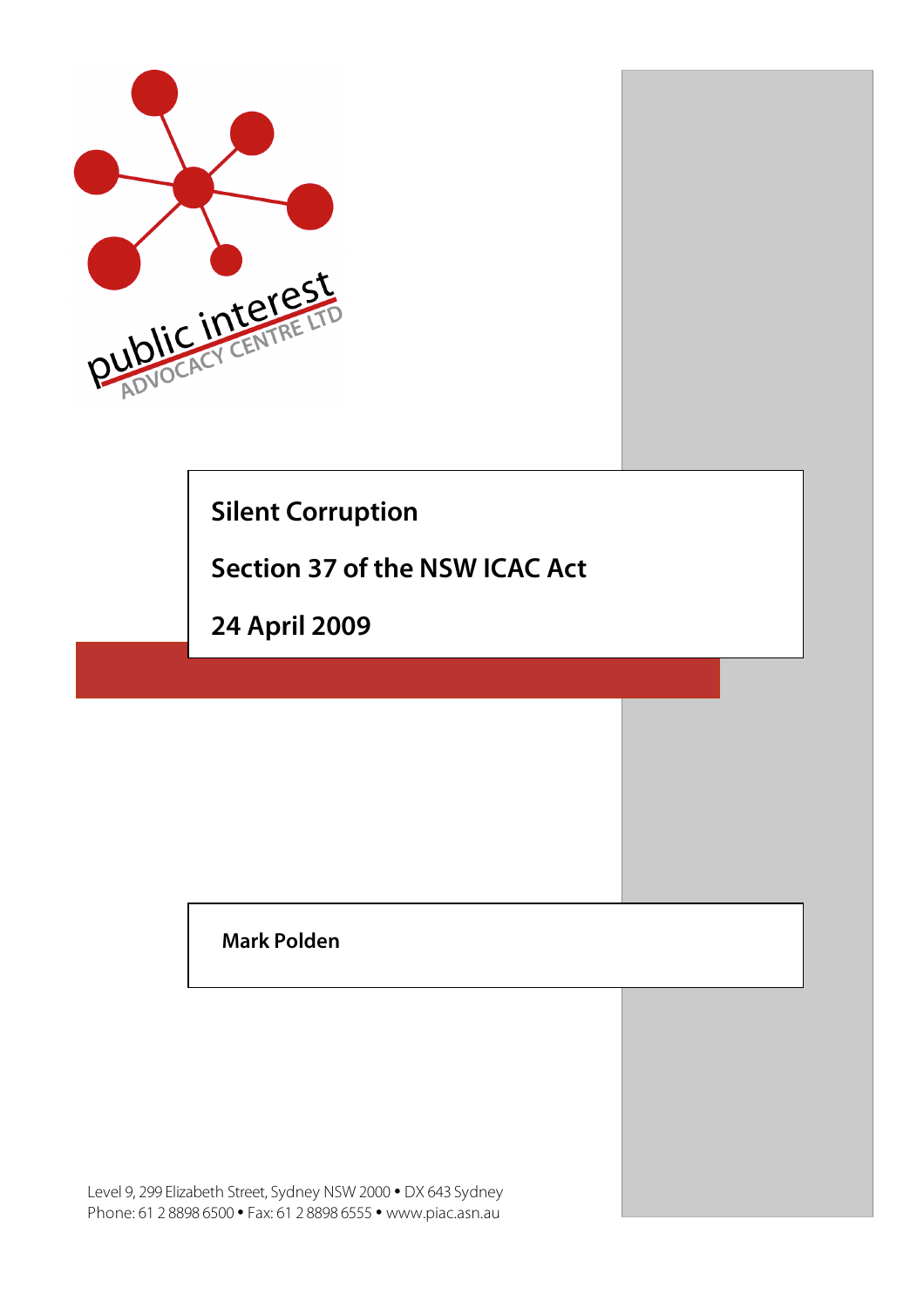public interest ADVOCACY CENTRE LTD

# Silent Corruption

# Section 37 of the NSW ICAC Act

# 24 April 2009

**Mark Polden**

Level 9, 299 Elizabeth Street, Sydney NSW 2000 • DX 643 Sydney
Phone: 61 2 8898 6500 • Fax: 61 2 8898 6555 • www.piac.asn.au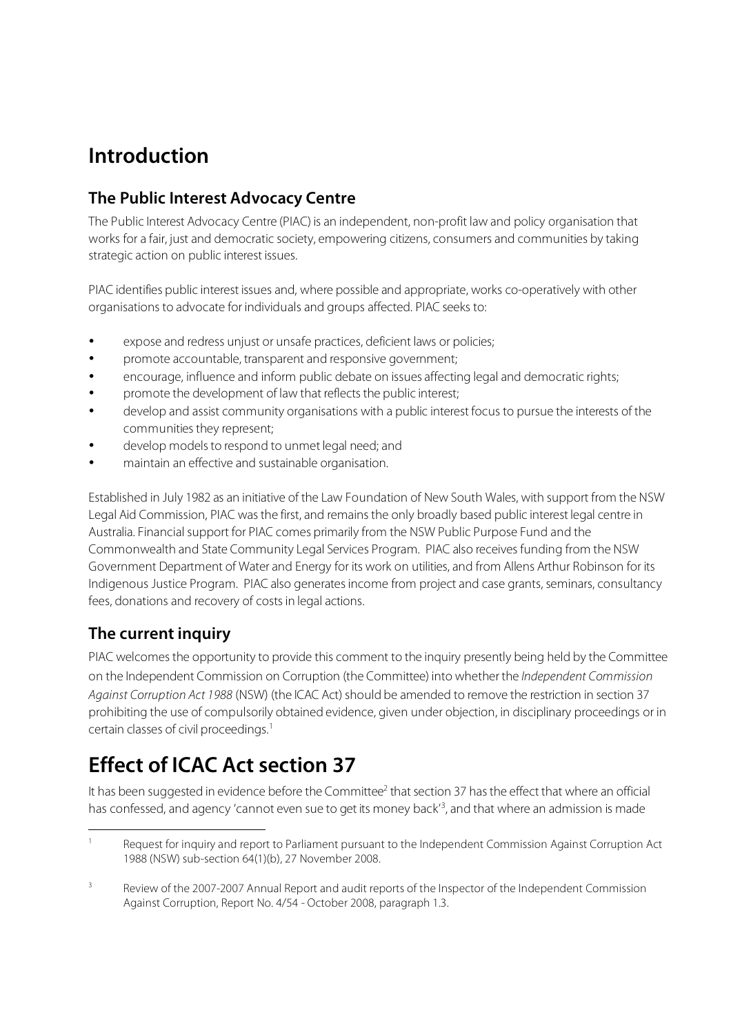# Introduction

## The Public Interest Advocacy Centre

The Public Interest Advocacy Centre (PIAC) is an independent, non-profit law and policy organisation that works for a fair, just and democratic society, empowering citizens, consumers and communities by taking strategic action on public interest issues.

PIAC identifies public interest issues and, where possible and appropriate, works co-operatively with other organisations to advocate for individuals and groups affected. PIAC seeks to:

- expose and redress unjust or unsafe practices, deficient laws or policies;
- promote accountable, transparent and responsive government;
- encourage, influence and inform public debate on issues affecting legal and democratic rights;
- promote the development of law that reflects the public interest;
- develop and assist community organisations with a public interest focus to pursue the interests of the communities they represent;
- develop models to respond to unmet legal need; and
- maintain an effective and sustainable organisation.

Established in July 1982 as an initiative of the Law Foundation of New South Wales, with support from the NSW Legal Aid Commission, PIAC was the first, and remains the only broadly based public interest legal centre in Australia. Financial support for PIAC comes primarily from the NSW Public Purpose Fund and the Commonwealth and State Community Legal Services Program. PIAC also receives funding from the NSW Government Department of Water and Energy for its work on utilities, and from Allens Arthur Robinson for its Indigenous Justice Program. PIAC also generates income from project and case grants, seminars, consultancy fees, donations and recovery of costs in legal actions.

## The current inquiry

PIAC welcomes the opportunity to provide this comment to the inquiry presently being held by the Committee on the Independent Commission on Corruption (the Committee) into whether the *Independent Commission Against Corruption Act 1988* (NSW) (the ICAC Act) should be amended to remove the restriction in section 37 prohibiting the use of compulsorily obtained evidence, given under objection, in disciplinary proceedings or in certain classes of civil proceedings.[1]

# Effect of ICAC Act section 37

It has been suggested in evidence before the Committee[2] that section 37 has the effect that where an official has confessed, and agency 'cannot even sue to get its money back'[3], and that where an admission is made

[1] Request for inquiry and report to Parliament pursuant to the Independent Commission Against Corruption Act 1988 (NSW) sub-section 64(1)(b), 27 November 2008.

[3] Review of the 2007-2007 Annual Report and audit reports of the Inspector of the Independent Commission Against Corruption, Report No. 4/54 - October 2008, paragraph 1.3.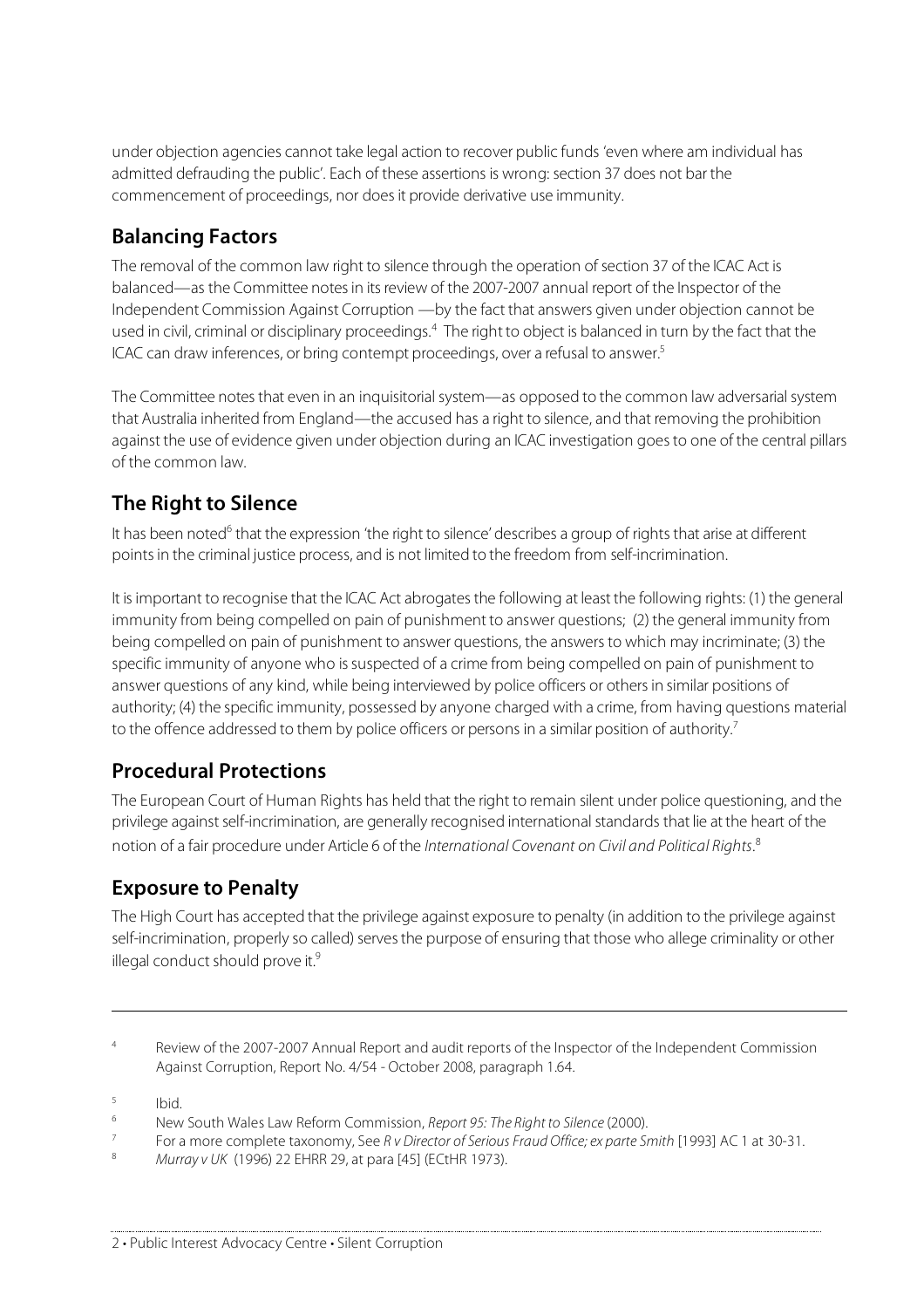under objection agencies cannot take legal action to recover public funds 'even where am individual has admitted defrauding the public'. Each of these assertions is wrong: section 37 does not bar the commencement of proceedings, nor does it provide derivative use immunity.

## Balancing Factors

The removal of the common law right to silence through the operation of section 37 of the ICAC Act is balanced—as the Committee notes in its review of the 2007-2007 annual report of the Inspector of the Independent Commission Against Corruption —by the fact that answers given under objection cannot be used in civil, criminal or disciplinary proceedings.[4] The right to object is balanced in turn by the fact that the ICAC can draw inferences, or bring contempt proceedings, over a refusal to answer.[5]

The Committee notes that even in an inquisitorial system—as opposed to the common law adversarial system that Australia inherited from England—the accused has a right to silence, and that removing the prohibition against the use of evidence given under objection during an ICAC investigation goes to one of the central pillars of the common law.

## The Right to Silence

It has been noted[6] that the expression 'the right to silence' describes a group of rights that arise at different points in the criminal justice process, and is not limited to the freedom from self-incrimination.

It is important to recognise that the ICAC Act abrogates the following at least the following rights: (1) the general immunity from being compelled on pain of punishment to answer questions; (2) the general immunity from being compelled on pain of punishment to answer questions, the answers to which may incriminate; (3) the specific immunity of anyone who is suspected of a crime from being compelled on pain of punishment to answer questions of any kind, while being interviewed by police officers or others in similar positions of authority; (4) the specific immunity, possessed by anyone charged with a crime, from having questions material to the offence addressed to them by police officers or persons in a similar position of authority.[7]

## Procedural Protections

The European Court of Human Rights has held that the right to remain silent under police questioning, and the privilege against self-incrimination, are generally recognised international standards that lie at the heart of the notion of a fair procedure under Article 6 of the *International Covenant on Civil and Political Rights*.[8]

## Exposure to Penalty

The High Court has accepted that the privilege against exposure to penalty (in addition to the privilege against self-incrimination, properly so called) serves the purpose of ensuring that those who allege criminality or other illegal conduct should prove it.[9]

---

[4] Review of the 2007-2007 Annual Report and audit reports of the Inspector of the Independent Commission Against Corruption, Report No. 4/54 - October 2008, paragraph 1.64.

[5] Ibid.

[6] New South Wales Law Reform Commission, *Report 95: The Right to Silence* (2000).

[7] For a more complete taxonomy, See *R v Director of Serious Fraud Office; ex parte Smith* [1993] AC 1 at 30-31.

[8] *Murray v UK* (1996) 22 EHRR 29, at para [45] (ECtHR 1973).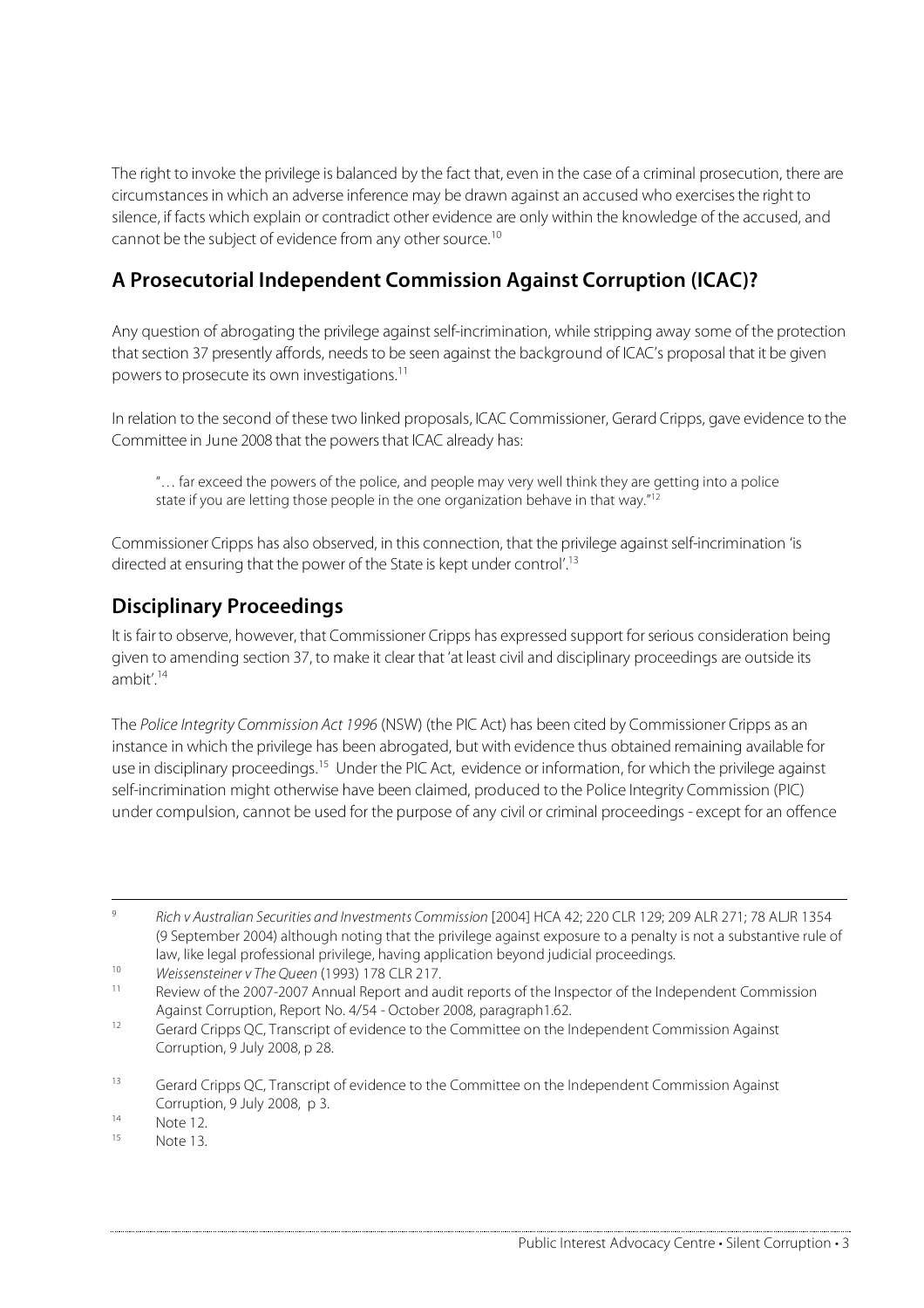The right to invoke the privilege is balanced by the fact that, even in the case of a criminal prosecution, there are circumstances in which an adverse inference may be drawn against an accused who exercises the right to silence, if facts which explain or contradict other evidence are only within the knowledge of the accused, and cannot be the subject of evidence from any other source.[10]

## A Prosecutorial Independent Commission Against Corruption (ICAC)?

Any question of abrogating the privilege against self-incrimination, while stripping away some of the protection that section 37 presently affords, needs to be seen against the background of ICAC's proposal that it be given powers to prosecute its own investigations.[11]

In relation to the second of these two linked proposals, ICAC Commissioner, Gerard Cripps, gave evidence to the Committee in June 2008 that the powers that ICAC already has:

> "… far exceed the powers of the police, and people may very well think they are getting into a police state if you are letting those people in the one organization behave in that way."[12]

Commissioner Cripps has also observed, in this connection, that the privilege against self-incrimination 'is directed at ensuring that the power of the State is kept under control'.[13]

## Disciplinary Proceedings

It is fair to observe, however, that Commissioner Cripps has expressed support for serious consideration being given to amending section 37, to make it clear that 'at least civil and disciplinary proceedings are outside its ambit'.[14]

The *Police Integrity Commission Act 1996* (NSW) (the PIC Act) has been cited by Commissioner Cripps as an instance in which the privilege has been abrogated, but with evidence thus obtained remaining available for use in disciplinary proceedings.[15] Under the PIC Act, evidence or information, for which the privilege against self-incrimination might otherwise have been claimed, produced to the Police Integrity Commission (PIC) under compulsion, cannot be used for the purpose of any civil or criminal proceedings - except for an offence

---

[9] *Rich v Australian Securities and Investments Commission* [2004] HCA 42; 220 CLR 129; 209 ALR 271; 78 ALJR 1354 (9 September 2004) although noting that the privilege against exposure to a penalty is not a substantive rule of law, like legal professional privilege, having application beyond judicial proceedings.

[10] *Weissensteiner v The Queen* (1993) 178 CLR 217.

[11] Review of the 2007-2007 Annual Report and audit reports of the Inspector of the Independent Commission Against Corruption, Report No. 4/54 - October 2008, paragraph1.62.

[12] Gerard Cripps QC, Transcript of evidence to the Committee on the Independent Commission Against Corruption, 9 July 2008, p 28.

[13] Gerard Cripps QC, Transcript of evidence to the Committee on the Independent Commission Against Corruption, 9 July 2008, p 3.

[14] Note 12.

[15] Note 13.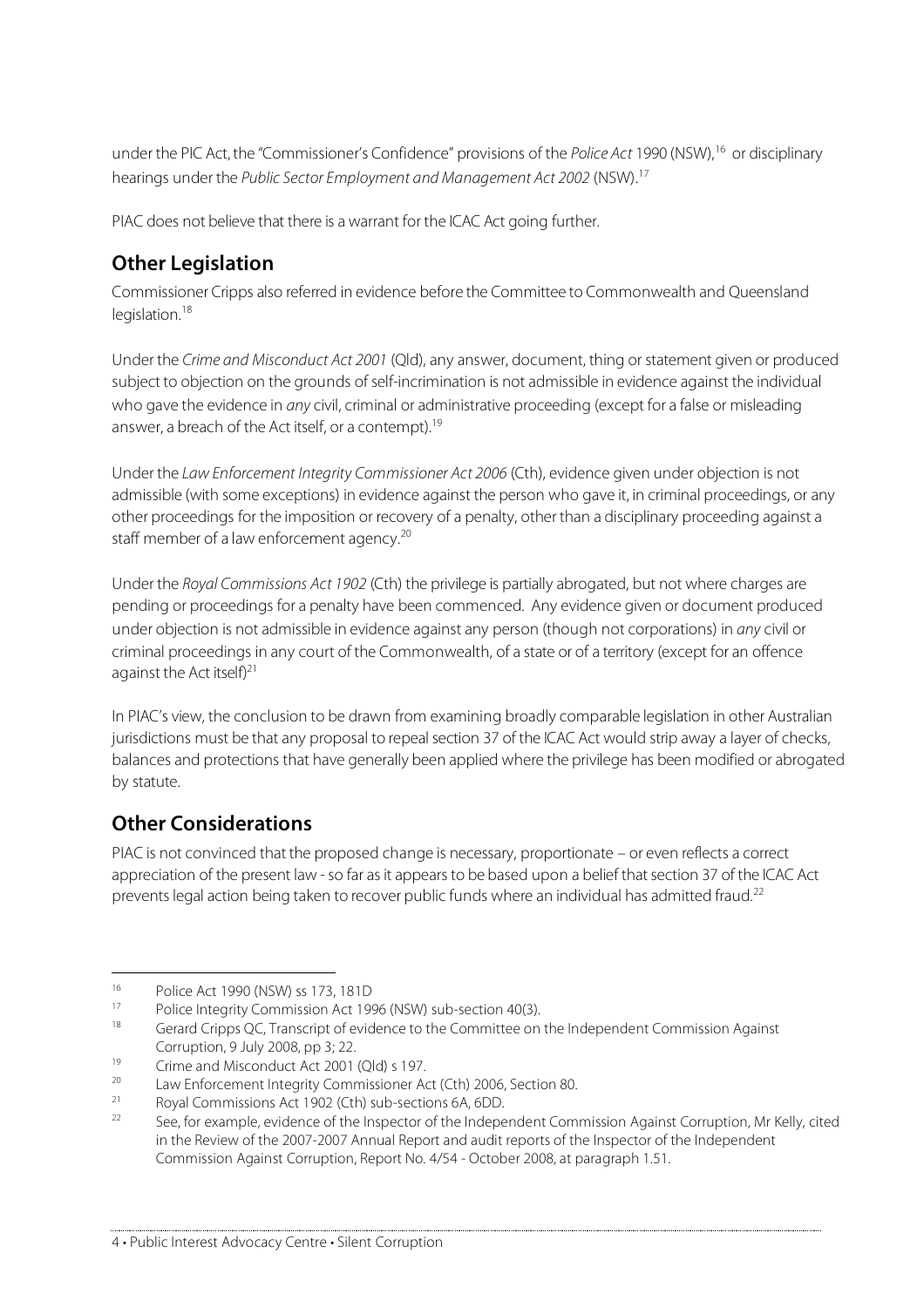under the PIC Act, the "Commissioner's Confidence" provisions of the *Police Act* 1990 (NSW),[16] or disciplinary hearings under the *Public Sector Employment and Management Act 2002* (NSW).[17]

PIAC does not believe that there is a warrant for the ICAC Act going further.

## Other Legislation

Commissioner Cripps also referred in evidence before the Committee to Commonwealth and Queensland legislation.[18]

Under the *Crime and Misconduct Act 2001* (Qld), any answer, document, thing or statement given or produced subject to objection on the grounds of self-incrimination is not admissible in evidence against the individual who gave the evidence in *any* civil, criminal or administrative proceeding (except for a false or misleading answer, a breach of the Act itself, or a contempt).[19]

Under the *Law Enforcement Integrity Commissioner Act 2006* (Cth), evidence given under objection is not admissible (with some exceptions) in evidence against the person who gave it, in criminal proceedings, or any other proceedings for the imposition or recovery of a penalty, other than a disciplinary proceeding against a staff member of a law enforcement agency.[20]

Under the *Royal Commissions Act 1902* (Cth) the privilege is partially abrogated, but not where charges are pending or proceedings for a penalty have been commenced. Any evidence given or document produced under objection is not admissible in evidence against any person (though not corporations) in *any* civil or criminal proceedings in any court of the Commonwealth, of a state or of a territory (except for an offence against the Act itself)[21]

In PIAC's view, the conclusion to be drawn from examining broadly comparable legislation in other Australian jurisdictions must be that any proposal to repeal section 37 of the ICAC Act would strip away a layer of checks, balances and protections that have generally been applied where the privilege has been modified or abrogated by statute.

## Other Considerations

PIAC is not convinced that the proposed change is necessary, proportionate – or even reflects a correct appreciation of the present law - so far as it appears to be based upon a belief that section 37 of the ICAC Act prevents legal action being taken to recover public funds where an individual has admitted fraud.[22]

---

[16] Police Act 1990 (NSW) ss 173, 181D

[17] Police Integrity Commission Act 1996 (NSW) sub-section 40(3).

[18] Gerard Cripps QC, Transcript of evidence to the Committee on the Independent Commission Against Corruption, 9 July 2008, pp 3; 22.

[19] Crime and Misconduct Act 2001 (Qld) s 197.

[20] Law Enforcement Integrity Commissioner Act (Cth) 2006, Section 80.

[21] Royal Commissions Act 1902 (Cth) sub-sections 6A, 6DD.

[22] See, for example, evidence of the Inspector of the Independent Commission Against Corruption, Mr Kelly, cited in the Review of the 2007-2007 Annual Report and audit reports of the Inspector of the Independent Commission Against Corruption, Report No. 4/54 - October 2008, at paragraph 1.51.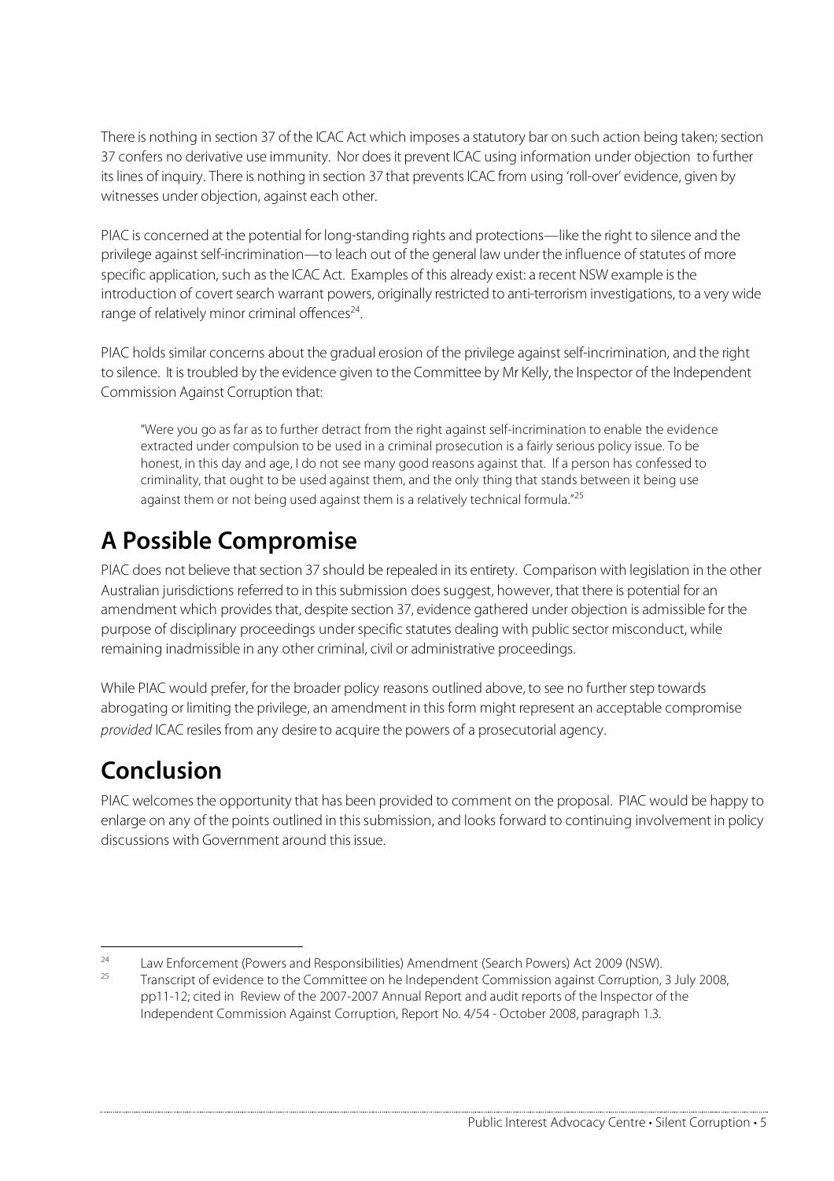There is nothing in section 37 of the ICAC Act which imposes a statutory bar on such action being taken; section 37 confers no derivative use immunity. Nor does it prevent ICAC using information under objection to further its lines of inquiry. There is nothing in section 37 that prevents ICAC from using 'roll-over' evidence, given by witnesses under objection, against each other.

PIAC is concerned at the potential for long-standing rights and protections—like the right to silence and the privilege against self-incrimination—to leach out of the general law under the influence of statutes of more specific application, such as the ICAC Act. Examples of this already exist: a recent NSW example is the introduction of covert search warrant powers, originally restricted to anti-terrorism investigations, to a very wide range of relatively minor criminal offences[24].

PIAC holds similar concerns about the gradual erosion of the privilege against self-incrimination, and the right to silence. It is troubled by the evidence given to the Committee by Mr Kelly, the Inspector of the Independent Commission Against Corruption that:

> "Were you go as far as to further detract from the right against self-incrimination to enable the evidence extracted under compulsion to be used in a criminal prosecution is a fairly serious policy issue. To be honest, in this day and age, I do not see many good reasons against that. If a person has confessed to criminality, that ought to be used against them, and the only thing that stands between it being use against them or not being used against them is a relatively technical formula."[25]

## A Possible Compromise

PIAC does not believe that section 37 should be repealed in its entirety. Comparison with legislation in the other Australian jurisdictions referred to in this submission does suggest, however, that there is potential for an amendment which provides that, despite section 37, evidence gathered under objection is admissible for the purpose of disciplinary proceedings under specific statutes dealing with public sector misconduct, while remaining inadmissible in any other criminal, civil or administrative proceedings.

While PIAC would prefer, for the broader policy reasons outlined above, to see no further step towards abrogating or limiting the privilege, an amendment in this form might represent an acceptable compromise *provided* ICAC resiles from any desire to acquire the powers of a prosecutorial agency.

## Conclusion

PIAC welcomes the opportunity that has been provided to comment on the proposal. PIAC would be happy to enlarge on any of the points outlined in this submission, and looks forward to continuing involvement in policy discussions with Government around this issue.

---

[24] Law Enforcement (Powers and Responsibilities) Amendment (Search Powers) Act 2009 (NSW).

[25] Transcript of evidence to the Committee on he Independent Commission against Corruption, 3 July 2008, pp11-12; cited in Review of the 2007-2007 Annual Report and audit reports of the Inspector of the Independent Commission Against Corruption, Report No. 4/54 - October 2008, paragraph 1.3.